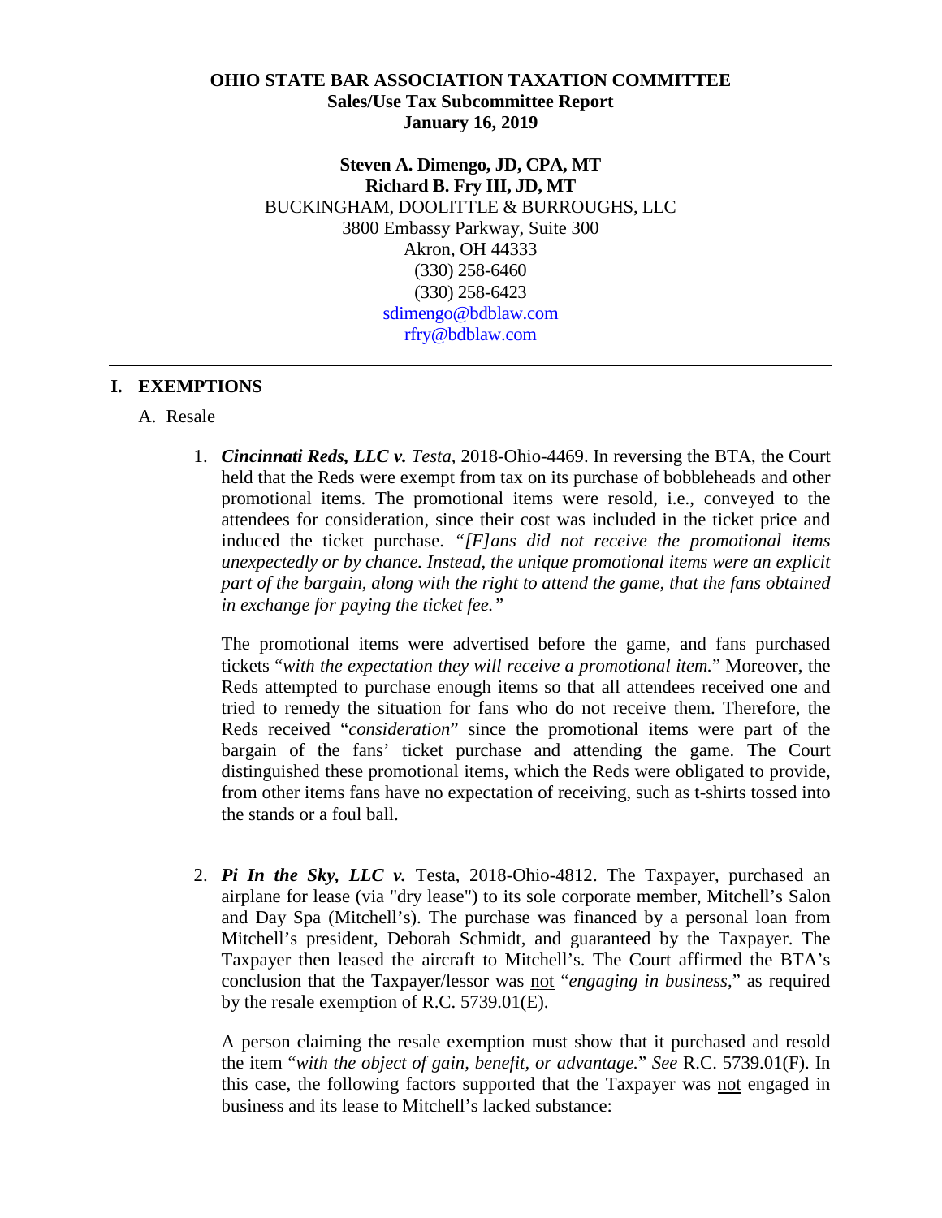**OHIO STATE BAR ASSOCIATION TAXATION COMMITTEE**
**Sales/Use Tax Subcommittee Report**
**January 16, 2019**

**Steven A. Dimengo, JD, CPA, MT**
**Richard B. Fry III, JD, MT**
BUCKINGHAM, DOOLITTLE & BURROUGHS, LLC
3800 Embassy Parkway, Suite 300
Akron, OH 44333
(330) 258-6460
(330) 258-6423
sdimengo@bdblaw.com
rfry@bdblaw.com

---

## I. EXEMPTIONS

### A. Resale

1. ***Cincinnati Reds, LLC v.*** *Testa,* 2018-Ohio-4469. In reversing the BTA, the Court held that the Reds were exempt from tax on its purchase of bobbleheads and other promotional items. The promotional items were resold, i.e., conveyed to the attendees for consideration, since their cost was included in the ticket price and induced the ticket purchase. *"[F]ans did not receive the promotional items unexpectedly or by chance. Instead, the unique promotional items were an explicit part of the bargain, along with the right to attend the game, that the fans obtained in exchange for paying the ticket fee."*

   The promotional items were advertised before the game, and fans purchased tickets "*with the expectation they will receive a promotional item.*" Moreover, the Reds attempted to purchase enough items so that all attendees received one and tried to remedy the situation for fans who do not receive them. Therefore, the Reds received "*consideration*" since the promotional items were part of the bargain of the fans' ticket purchase and attending the game. The Court distinguished these promotional items, which the Reds were obligated to provide, from other items fans have no expectation of receiving, such as t-shirts tossed into the stands or a foul ball.

2. ***Pi In the Sky, LLC v.*** Testa, 2018-Ohio-4812. The Taxpayer, purchased an airplane for lease (via "dry lease") to its sole corporate member, Mitchell's Salon and Day Spa (Mitchell's). The purchase was financed by a personal loan from Mitchell's president, Deborah Schmidt, and guaranteed by the Taxpayer. The Taxpayer then leased the aircraft to Mitchell's. The Court affirmed the BTA's conclusion that the Taxpayer/lessor was <u>not</u> "*engaging in business*," as required by the resale exemption of R.C. 5739.01(E).

   A person claiming the resale exemption must show that it purchased and resold the item "*with the object of gain, benefit, or advantage.*" *See* R.C. 5739.01(F). In this case, the following factors supported that the Taxpayer was <u>not</u> engaged in business and its lease to Mitchell's lacked substance: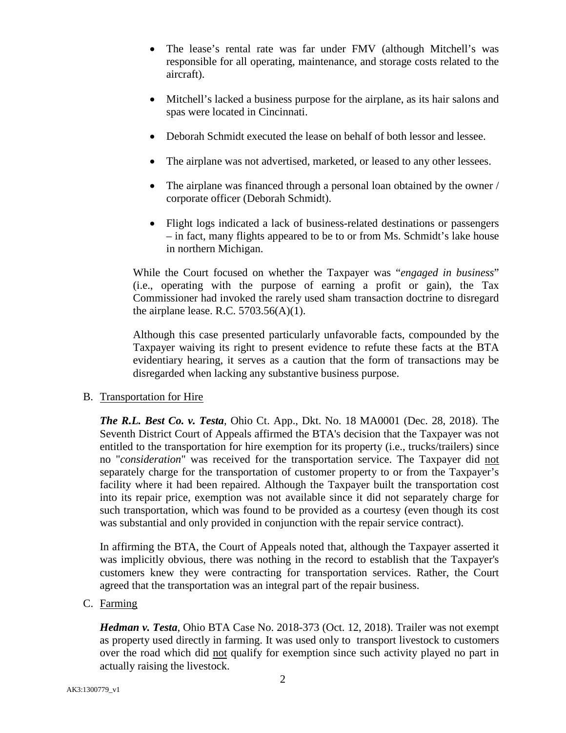- The lease's rental rate was far under FMV (although Mitchell's was responsible for all operating, maintenance, and storage costs related to the aircraft).

- Mitchell's lacked a business purpose for the airplane, as its hair salons and spas were located in Cincinnati.

- Deborah Schmidt executed the lease on behalf of both lessor and lessee.

- The airplane was not advertised, marketed, or leased to any other lessees.

- The airplane was financed through a personal loan obtained by the owner / corporate officer (Deborah Schmidt).

- Flight logs indicated a lack of business-related destinations or passengers – in fact, many flights appeared to be to or from Ms. Schmidt's lake house in northern Michigan.

While the Court focused on whether the Taxpayer was "*engaged in business*" (i.e., operating with the purpose of earning a profit or gain), the Tax Commissioner had invoked the rarely used sham transaction doctrine to disregard the airplane lease. R.C. 5703.56(A)(1).

Although this case presented particularly unfavorable facts, compounded by the Taxpayer waiving its right to present evidence to refute these facts at the BTA evidentiary hearing, it serves as a caution that the form of transactions may be disregarded when lacking any substantive business purpose.

B. Transportation for Hire

***The R.L. Best Co. v. Testa***, Ohio Ct. App., Dkt. No. 18 MA0001 (Dec. 28, 2018). The Seventh District Court of Appeals affirmed the BTA's decision that the Taxpayer was not entitled to the transportation for hire exemption for its property (i.e., trucks/trailers) since no "*consideration*" was received for the transportation service. The Taxpayer did not separately charge for the transportation of customer property to or from the Taxpayer's facility where it had been repaired. Although the Taxpayer built the transportation cost into its repair price, exemption was not available since it did not separately charge for such transportation, which was found to be provided as a courtesy (even though its cost was substantial and only provided in conjunction with the repair service contract).

In affirming the BTA, the Court of Appeals noted that, although the Taxpayer asserted it was implicitly obvious, there was nothing in the record to establish that the Taxpayer's customers knew they were contracting for transportation services. Rather, the Court agreed that the transportation was an integral part of the repair business.

C. Farming

***Hedman v. Testa***, Ohio BTA Case No. 2018-373 (Oct. 12, 2018). Trailer was not exempt as property used directly in farming. It was used only to transport livestock to customers over the road which did not qualify for exemption since such activity played no part in actually raising the livestock.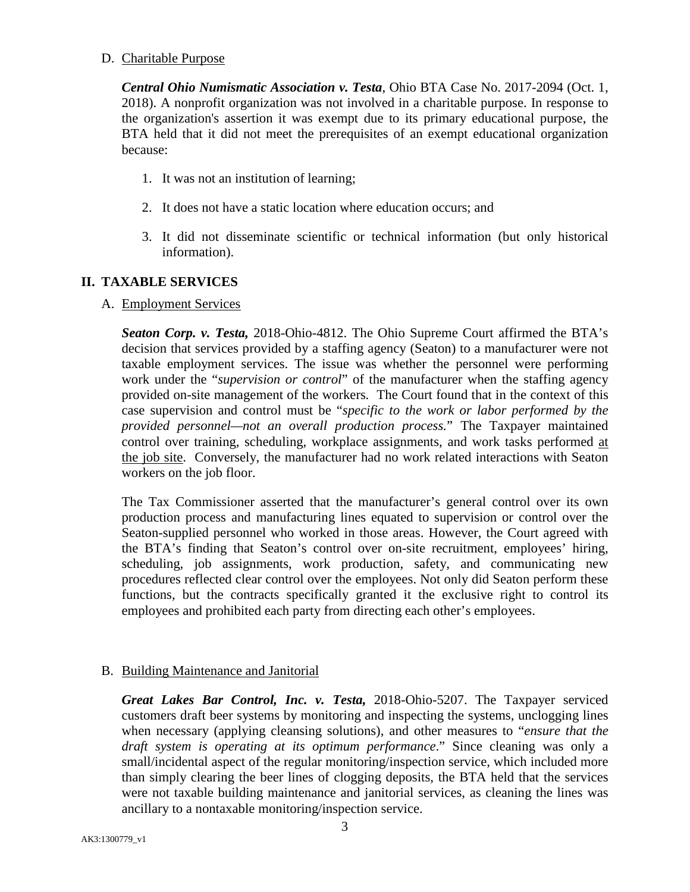D. Charitable Purpose

***Central Ohio Numismatic Association v. Testa***, Ohio BTA Case No. 2017-2094 (Oct. 1, 2018). A nonprofit organization was not involved in a charitable purpose. In response to the organization's assertion it was exempt due to its primary educational purpose, the BTA held that it did not meet the prerequisites of an exempt educational organization because:

1. It was not an institution of learning;
2. It does not have a static location where education occurs; and
3. It did not disseminate scientific or technical information (but only historical information).

## II. TAXABLE SERVICES

A. Employment Services

***Seaton Corp. v. Testa,*** 2018-Ohio-4812. The Ohio Supreme Court affirmed the BTA's decision that services provided by a staffing agency (Seaton) to a manufacturer were not taxable employment services. The issue was whether the personnel were performing work under the "*supervision or control*" of the manufacturer when the staffing agency provided on-site management of the workers. The Court found that in the context of this case supervision and control must be "*specific to the work or labor performed by the provided personnel—not an overall production process.*" The Taxpayer maintained control over training, scheduling, workplace assignments, and work tasks performed at the job site. Conversely, the manufacturer had no work related interactions with Seaton workers on the job floor.

The Tax Commissioner asserted that the manufacturer's general control over its own production process and manufacturing lines equated to supervision or control over the Seaton-supplied personnel who worked in those areas. However, the Court agreed with the BTA's finding that Seaton's control over on-site recruitment, employees' hiring, scheduling, job assignments, work production, safety, and communicating new procedures reflected clear control over the employees. Not only did Seaton perform these functions, but the contracts specifically granted it the exclusive right to control its employees and prohibited each party from directing each other's employees.

B. Building Maintenance and Janitorial

***Great Lakes Bar Control, Inc. v. Testa,*** 2018-Ohio-5207. The Taxpayer serviced customers draft beer systems by monitoring and inspecting the systems, unclogging lines when necessary (applying cleansing solutions), and other measures to "*ensure that the draft system is operating at its optimum performance*." Since cleaning was only a small/incidental aspect of the regular monitoring/inspection service, which included more than simply clearing the beer lines of clogging deposits, the BTA held that the services were not taxable building maintenance and janitorial services, as cleaning the lines was ancillary to a nontaxable monitoring/inspection service.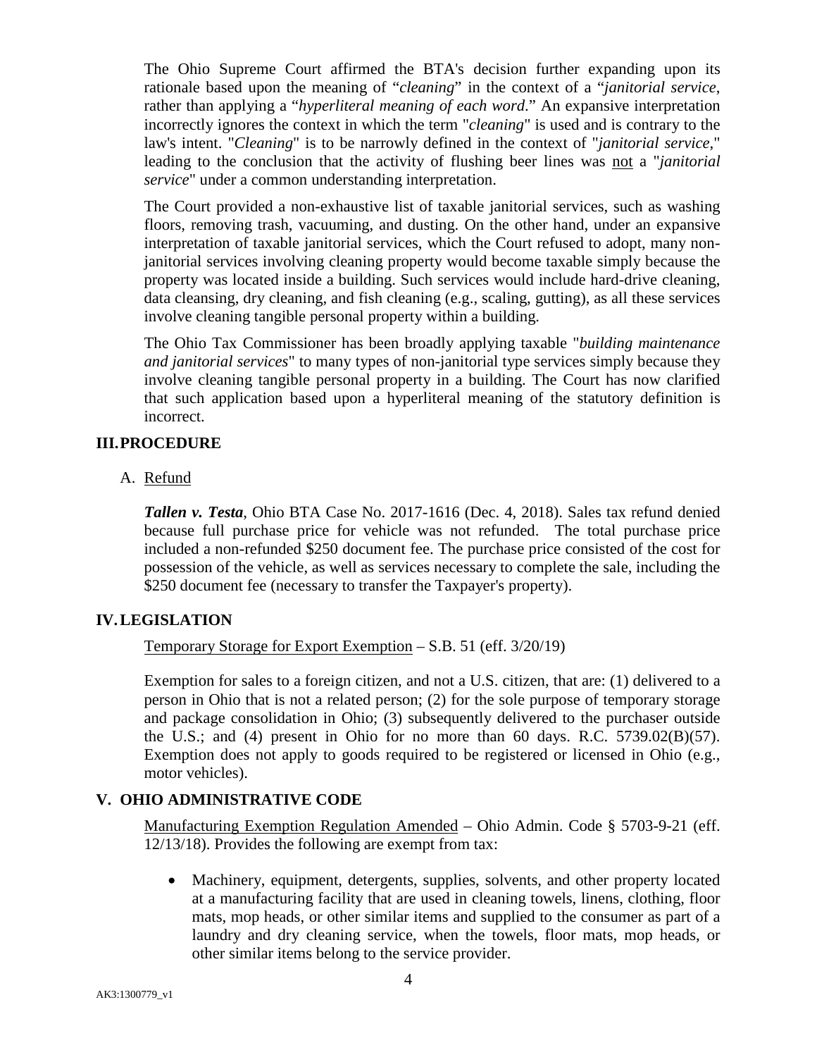The Ohio Supreme Court affirmed the BTA's decision further expanding upon its rationale based upon the meaning of "*cleaning*" in the context of a "*janitorial service*, rather than applying a "*hyperliteral meaning of each word*." An expansive interpretation incorrectly ignores the context in which the term "*cleaning*" is used and is contrary to the law's intent. "*Cleaning*" is to be narrowly defined in the context of "*janitorial service*," leading to the conclusion that the activity of flushing beer lines was <u>not</u> a "*janitorial service*" under a common understanding interpretation.

The Court provided a non-exhaustive list of taxable janitorial services, such as washing floors, removing trash, vacuuming, and dusting. On the other hand, under an expansive interpretation of taxable janitorial services, which the Court refused to adopt, many non-janitorial services involving cleaning property would become taxable simply because the property was located inside a building. Such services would include hard-drive cleaning, data cleansing, dry cleaning, and fish cleaning (e.g., scaling, gutting), as all these services involve cleaning tangible personal property within a building.

The Ohio Tax Commissioner has been broadly applying taxable "*building maintenance and janitorial services*" to many types of non-janitorial type services simply because they involve cleaning tangible personal property in a building. The Court has now clarified that such application based upon a hyperliteral meaning of the statutory definition is incorrect.

## III. PROCEDURE

A. <u>Refund</u>

***Tallen v. Testa***, Ohio BTA Case No. 2017-1616 (Dec. 4, 2018). Sales tax refund denied because full purchase price for vehicle was not refunded. The total purchase price included a non-refunded $250 document fee. The purchase price consisted of the cost for possession of the vehicle, as well as services necessary to complete the sale, including the $250 document fee (necessary to transfer the Taxpayer's property).

## IV. LEGISLATION

<u>Temporary Storage for Export Exemption</u> – S.B. 51 (eff. 3/20/19)

Exemption for sales to a foreign citizen, and not a U.S. citizen, that are: (1) delivered to a person in Ohio that is not a related person; (2) for the sole purpose of temporary storage and package consolidation in Ohio; (3) subsequently delivered to the purchaser outside the U.S.; and (4) present in Ohio for no more than 60 days. R.C. 5739.02(B)(57). Exemption does not apply to goods required to be registered or licensed in Ohio (e.g., motor vehicles).

## V. OHIO ADMINISTRATIVE CODE

<u>Manufacturing Exemption Regulation Amended</u> – Ohio Admin. Code § 5703-9-21 (eff. 12/13/18). Provides the following are exempt from tax:

- Machinery, equipment, detergents, supplies, solvents, and other property located at a manufacturing facility that are used in cleaning towels, linens, clothing, floor mats, mop heads, or other similar items and supplied to the consumer as part of a laundry and dry cleaning service, when the towels, floor mats, mop heads, or other similar items belong to the service provider.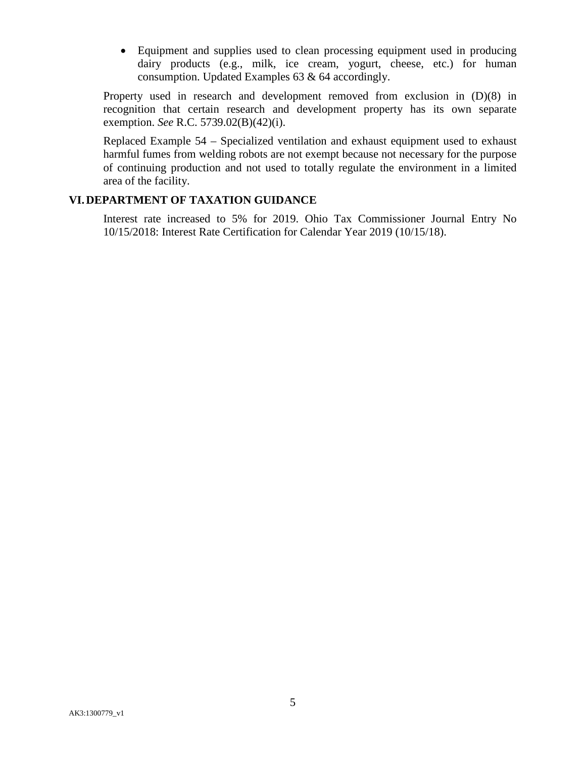- Equipment and supplies used to clean processing equipment used in producing dairy products (e.g., milk, ice cream, yogurt, cheese, etc.) for human consumption. Updated Examples 63 & 64 accordingly.

Property used in research and development removed from exclusion in (D)(8) in recognition that certain research and development property has its own separate exemption. *See* R.C. 5739.02(B)(42)(i).

Replaced Example 54 – Specialized ventilation and exhaust equipment used to exhaust harmful fumes from welding robots are not exempt because not necessary for the purpose of continuing production and not used to totally regulate the environment in a limited area of the facility.

## VI. DEPARTMENT OF TAXATION GUIDANCE

Interest rate increased to 5% for 2019. Ohio Tax Commissioner Journal Entry No 10/15/2018: Interest Rate Certification for Calendar Year 2019 (10/15/18).

AK3:1300779_v1